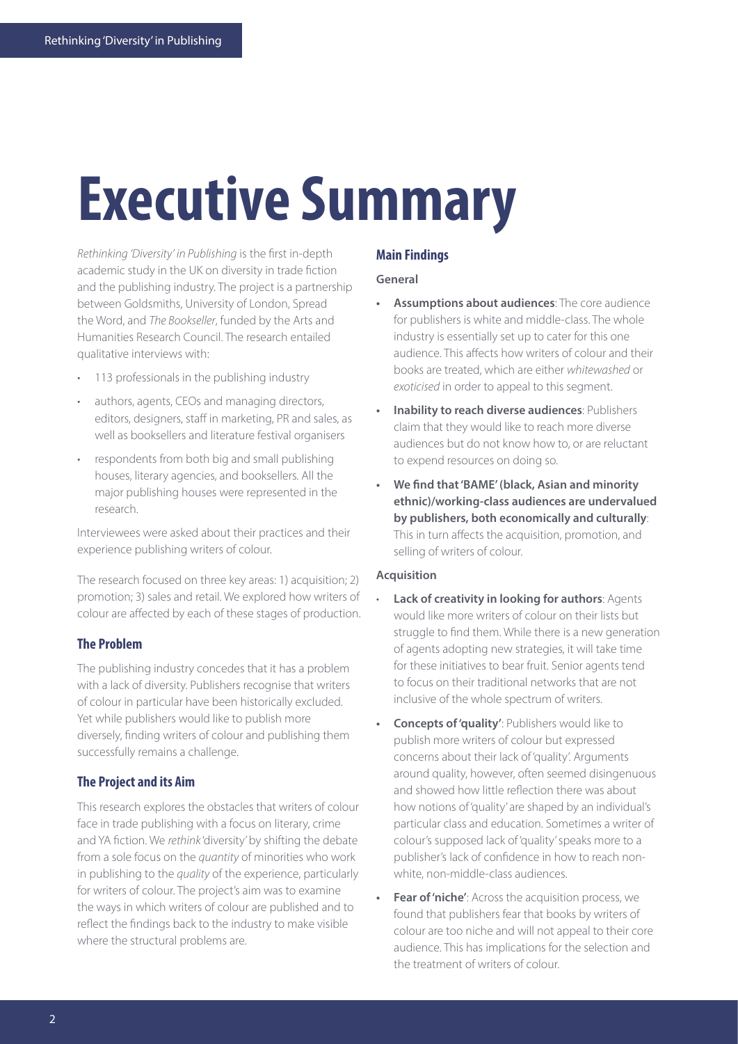# Executive Summary

*Rethinking 'Diversity' in Publishing* is the first in-depth academic study in the UK on diversity in trade fiction and the publishing industry. The project is a partnership between Goldsmiths, University of London, Spread the Word, and *The Bookseller*, funded by the Arts and Humanities Research Council. The research entailed qualitative interviews with:

- 113 professionals in the publishing industry
- authors, agents, CEOs and managing directors, editors, designers, staff in marketing, PR and sales, as well as booksellers and literature festival organisers
- respondents from both big and small publishing houses, literary agencies, and booksellers. All the major publishing houses were represented in the research.

Interviewees were asked about their practices and their experience publishing writers of colour.

The research focused on three key areas: 1) acquisition; 2) promotion; 3) sales and retail. We explored how writers of colour are affected by each of these stages of production.

## The Problem

The publishing industry concedes that it has a problem with a lack of diversity. Publishers recognise that writers of colour in particular have been historically excluded. Yet while publishers would like to publish more diversely, finding writers of colour and publishing them successfully remains a challenge.

## The Project and its Aim

This research explores the obstacles that writers of colour face in trade publishing with a focus on literary, crime and YA fiction. We *rethink* 'diversity' by shifting the debate from a sole focus on the *quantity* of minorities who work in publishing to the *quality* of the experience, particularly for writers of colour. The project's aim was to examine the ways in which writers of colour are published and to reflect the findings back to the industry to make visible where the structural problems are.

## Main Findings

### General

- **Assumptions about audiences**: The core audience for publishers is white and middle-class. The whole industry is essentially set up to cater for this one audience. This affects how writers of colour and their books are treated, which are either *whitewashed* or *exoticised* in order to appeal to this segment.
- **Inability to reach diverse audiences**: Publishers claim that they would like to reach more diverse audiences but do not know how to, or are reluctant to expend resources on doing so.
- **We find that 'BAME' (black, Asian and minority ethnic)/working-class audiences are undervalued by publishers, both economically and culturally**: This in turn affects the acquisition, promotion, and selling of writers of colour.

### Acquisition

- **Lack of creativity in looking for authors**: Agents would like more writers of colour on their lists but struggle to find them. While there is a new generation of agents adopting new strategies, it will take time for these initiatives to bear fruit. Senior agents tend to focus on their traditional networks that are not inclusive of the whole spectrum of writers.
- **Concepts of 'quality'**: Publishers would like to publish more writers of colour but expressed concerns about their lack of 'quality'. Arguments around quality, however, often seemed disingenuous and showed how little reflection there was about how notions of 'quality' are shaped by an individual's particular class and education. Sometimes a writer of colour's supposed lack of 'quality' speaks more to a publisher's lack of confidence in how to reach non-white, non-middle-class audiences.
- **Fear of 'niche'**: Across the acquisition process, we found that publishers fear that books by writers of colour are too niche and will not appeal to their core audience. This has implications for the selection and the treatment of writers of colour.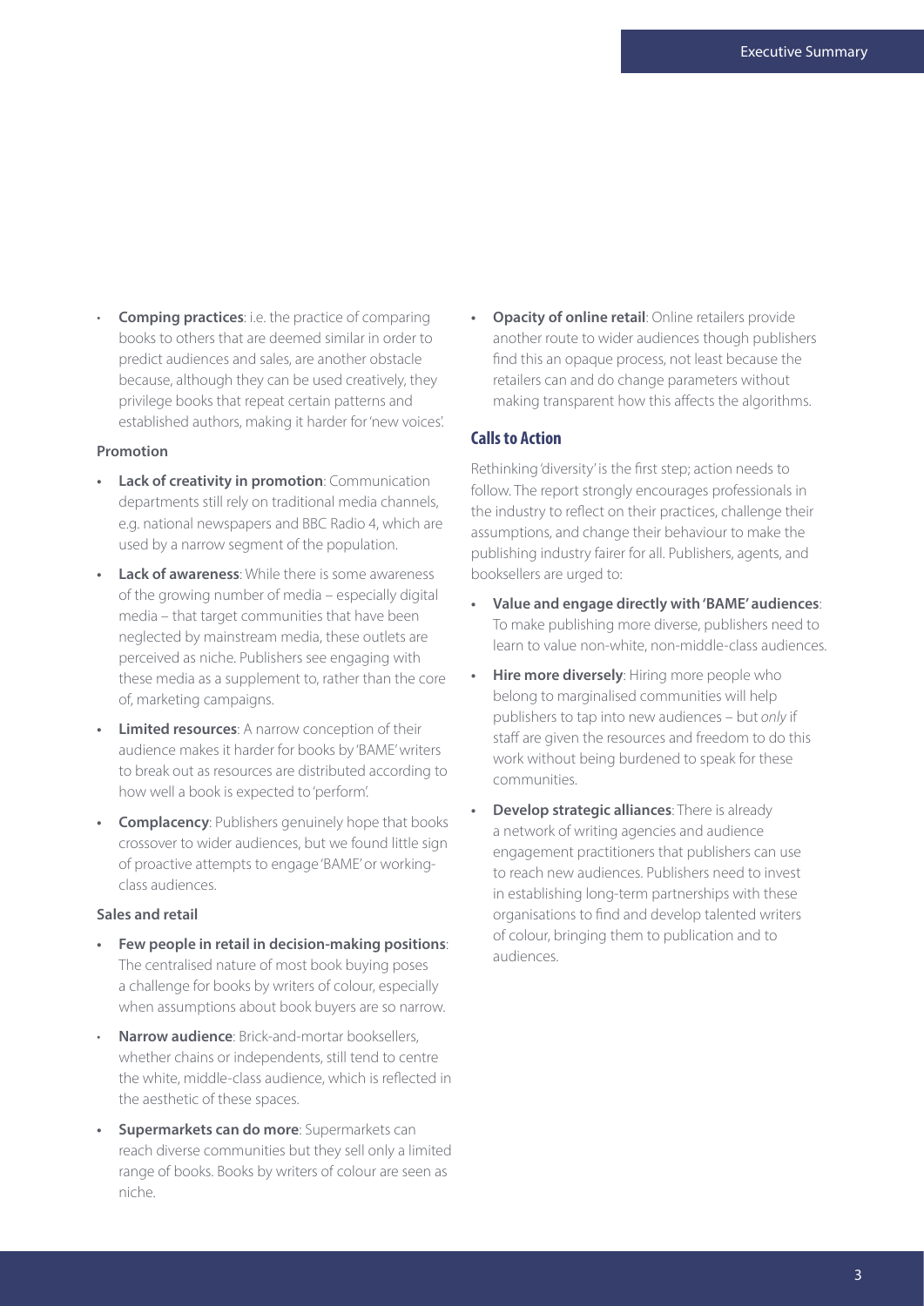- **Comping practices**: i.e. the practice of comparing books to others that are deemed similar in order to predict audiences and sales, are another obstacle because, although they can be used creatively, they privilege books that repeat certain patterns and established authors, making it harder for 'new voices'.

**Promotion**

- **Lack of creativity in promotion**: Communication departments still rely on traditional media channels, e.g. national newspapers and BBC Radio 4, which are used by a narrow segment of the population.
- **Lack of awareness**: While there is some awareness of the growing number of media – especially digital media – that target communities that have been neglected by mainstream media, these outlets are perceived as niche. Publishers see engaging with these media as a supplement to, rather than the core of, marketing campaigns.
- **Limited resources**: A narrow conception of their audience makes it harder for books by 'BAME' writers to break out as resources are distributed according to how well a book is expected to 'perform'.
- **Complacency**: Publishers genuinely hope that books crossover to wider audiences, but we found little sign of proactive attempts to engage 'BAME' or working-class audiences.

**Sales and retail**

- **Few people in retail in decision-making positions**: The centralised nature of most book buying poses a challenge for books by writers of colour, especially when assumptions about book buyers are so narrow.
- **Narrow audience**: Brick-and-mortar booksellers, whether chains or independents, still tend to centre the white, middle-class audience, which is reflected in the aesthetic of these spaces.
- **Supermarkets can do more**: Supermarkets can reach diverse communities but they sell only a limited range of books. Books by writers of colour are seen as niche.
- **Opacity of online retail**: Online retailers provide another route to wider audiences though publishers find this an opaque process, not least because the retailers can and do change parameters without making transparent how this affects the algorithms.

## Calls to Action

Rethinking 'diversity' is the first step; action needs to follow. The report strongly encourages professionals in the industry to reflect on their practices, challenge their assumptions, and change their behaviour to make the publishing industry fairer for all. Publishers, agents, and booksellers are urged to:

- **Value and engage directly with 'BAME' audiences**: To make publishing more diverse, publishers need to learn to value non-white, non-middle-class audiences.
- **Hire more diversely**: Hiring more people who belong to marginalised communities will help publishers to tap into new audiences – but *only* if staff are given the resources and freedom to do this work without being burdened to speak for these communities.
- **Develop strategic alliances**: There is already a network of writing agencies and audience engagement practitioners that publishers can use to reach new audiences. Publishers need to invest in establishing long-term partnerships with these organisations to find and develop talented writers of colour, bringing them to publication and to audiences.